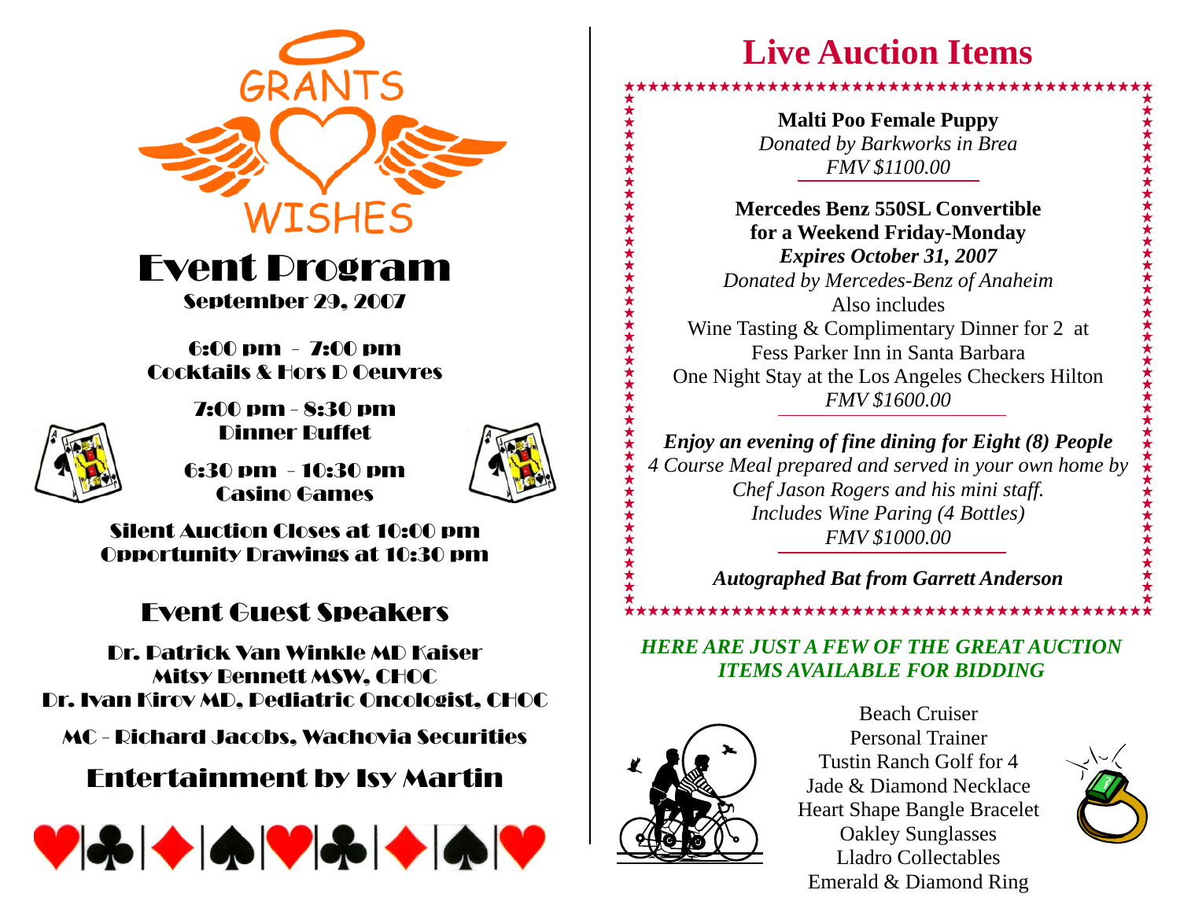GRANTS WISHES

# Event Program

September 29, 2007

6:00 pm – 7:00 pm
Cocktails & Hors D Oeuvres

7:00 pm - 8:30 pm
Dinner Buffet

6:30 pm – 10:30 pm
Casino Games

Silent Auction Closes at 10:00 pm
Opportunity Drawings at 10:30 pm

## Event Guest Speakers

Dr. Patrick Van Winkle MD Kaiser
Mitsy Bennett MSW, CHOC
Dr. Ivan Kirov MD, Pediatric Oncologist, CHOC

MC - Richard Jacobs, Wachovia Securities

## Entertainment by Isy Martin

# Live Auction Items

**Malti Poo Female Puppy**
*Donated by Barkworks in Brea*
*FMV $1100.00*

**Mercedes Benz 550SL Convertible**
**for a Weekend Friday-Monday**
***Expires October 31, 2007***
*Donated by Mercedes-Benz of Anaheim*
Also includes
Wine Tasting & Complimentary Dinner for 2 at
Fess Parker Inn in Santa Barbara
One Night Stay at the Los Angeles Checkers Hilton
*FMV $1600.00*

***Enjoy an evening of fine dining for Eight (8) People***
*4 Course Meal prepared and served in your own home by*
*Chef Jason Rogers and his mini staff.*
*Includes Wine Paring (4 Bottles)*
*FMV $1000.00*

***Autographed Bat from Garrett Anderson***

***HERE ARE JUST A FEW OF THE GREAT AUCTION ITEMS AVAILABLE FOR BIDDING***

Beach Cruiser
Personal Trainer
Tustin Ranch Golf for 4
Jade & Diamond Necklace
Heart Shape Bangle Bracelet
Oakley Sunglasses
Lladro Collectables
Emerald & Diamond Ring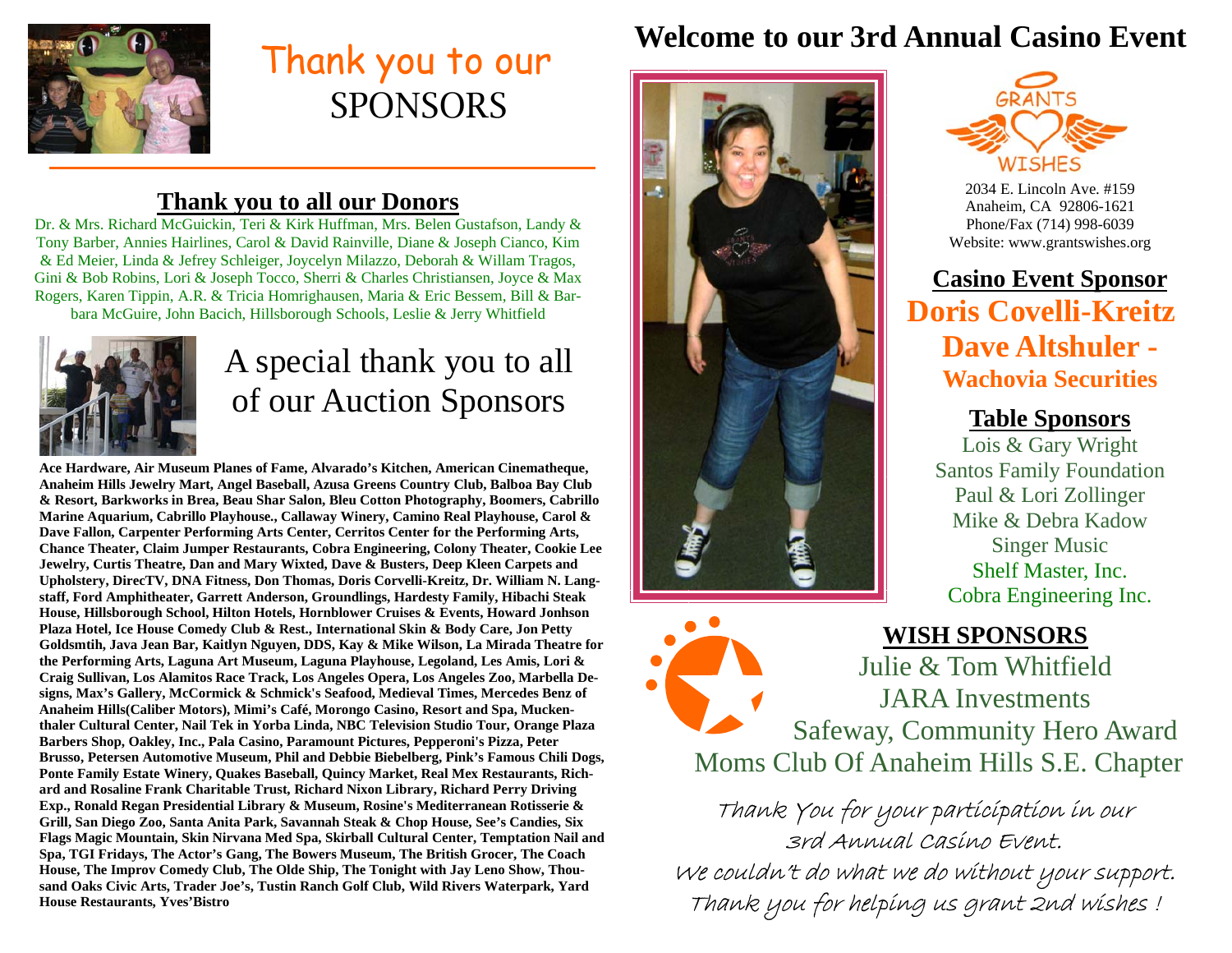# Thank you to our SPONSORS

## Thank you to all our Donors

Dr. & Mrs. Richard McGuickin, Teri & Kirk Huffman, Mrs. Belen Gustafson, Landy & Tony Barber, Annies Hairlines, Carol & David Rainville, Diane & Joseph Cianco, Kim & Ed Meier, Linda & Jefrey Schleiger, Joycelyn Milazzo, Deborah & Willam Tragos, Gini & Bob Robins, Lori & Joseph Tocco, Sherri & Charles Christiansen, Joyce & Max Rogers, Karen Tippin, A.R. & Tricia Homrighausen, Maria & Eric Bessem, Bill & Barbara McGuire, John Bacich, Hillsborough Schools, Leslie & Jerry Whitfield

## A special thank you to all of our Auction Sponsors

**Ace Hardware, Air Museum Planes of Fame, Alvarado's Kitchen, American Cinematheque, Anaheim Hills Jewelry Mart, Angel Baseball, Azusa Greens Country Club, Balboa Bay Club & Resort, Barkworks in Brea, Beau Shar Salon, Bleu Cotton Photography, Boomers, Cabrillo Marine Aquarium, Cabrillo Playhouse., Callaway Winery, Camino Real Playhouse, Carol & Dave Fallon, Carpenter Performing Arts Center, Cerritos Center for the Performing Arts, Chance Theater, Claim Jumper Restaurants, Cobra Engineering, Colony Theater, Cookie Lee Jewelry, Curtis Theatre, Dan and Mary Wixted, Dave & Busters, Deep Kleen Carpets and Upholstery, DirecTV, DNA Fitness, Don Thomas, Doris Corvelli-Kreitz, Dr. William N. Langstaff, Ford Amphitheater, Garrett Anderson, Groundlings, Hardesty Family, Hibachi Steak House, Hillsborough School, Hilton Hotels, Hornblower Cruises & Events, Howard Jonhson Plaza Hotel, Ice House Comedy Club & Rest., International Skin & Body Care, Jon Petty Goldsmtih, Java Jean Bar, Kaitlyn Nguyen, DDS, Kay & Mike Wilson, La Mirada Theatre for the Performing Arts, Laguna Art Museum, Laguna Playhouse, Legoland, Les Amis, Lori & Craig Sullivan, Los Alamitos Race Track, Los Angeles Opera, Los Angeles Zoo, Marbella Designs, Max's Gallery, McCormick & Schmick's Seafood, Medieval Times, Mercedes Benz of Anaheim Hills(Caliber Motors), Mimi's Café, Morongo Casino, Resort and Spa, Muckenthaler Cultural Center, Nail Tek in Yorba Linda, NBC Television Studio Tour, Orange Plaza Barbers Shop, Oakley, Inc., Pala Casino, Paramount Pictures, Pepperoni's Pizza, Peter Brusso, Petersen Automotive Museum, Phil and Debbie Biebelberg, Pink's Famous Chili Dogs, Ponte Family Estate Winery, Quakes Baseball, Quincy Market, Real Mex Restaurants, Richard and Rosaline Frank Charitable Trust, Richard Nixon Library, Richard Perry Driving Exp., Ronald Regan Presidential Library & Museum, Rosine's Mediterranean Rotisserie & Grill, San Diego Zoo, Santa Anita Park, Savannah Steak & Chop House, See's Candies, Six Flags Magic Mountain, Skin Nirvana Med Spa, Skirball Cultural Center, Temptation Nail and Spa, TGI Fridays, The Actor's Gang, The Bowers Museum, The British Grocer, The Coach House, The Improv Comedy Club, The Olde Ship, The Tonight with Jay Leno Show, Thousand Oaks Civic Arts, Trader Joe's, Tustin Ranch Golf Club, Wild Rivers Waterpark, Yard House Restaurants, Yves'Bistro**

# Welcome to our 3rd Annual Casino Event

GRANTS WISHES

2034 E. Lincoln Ave. #159
Anaheim, CA 92806-1621
Phone/Fax (714) 998-6039
Website: www.grantswishes.org

## Casino Event Sponsor

**Doris Covelli-Kreitz**
**Dave Altshuler -**
**Wachovia Securities**

## Table Sponsors

Lois & Gary Wright
Santos Family Foundation
Paul & Lori Zollinger
Mike & Debra Kadow
Singer Music
Shelf Master, Inc.
Cobra Engineering Inc.

## WISH SPONSORS

Julie & Tom Whitfield
JARA Investments
Safeway, Community Hero Award
Moms Club Of Anaheim Hills S.E. Chapter

Thank You for your participation in our 3rd Annual Casino Event.
We couldn't do what we do without your support.
Thank you for helping us grant 2nd wishes !